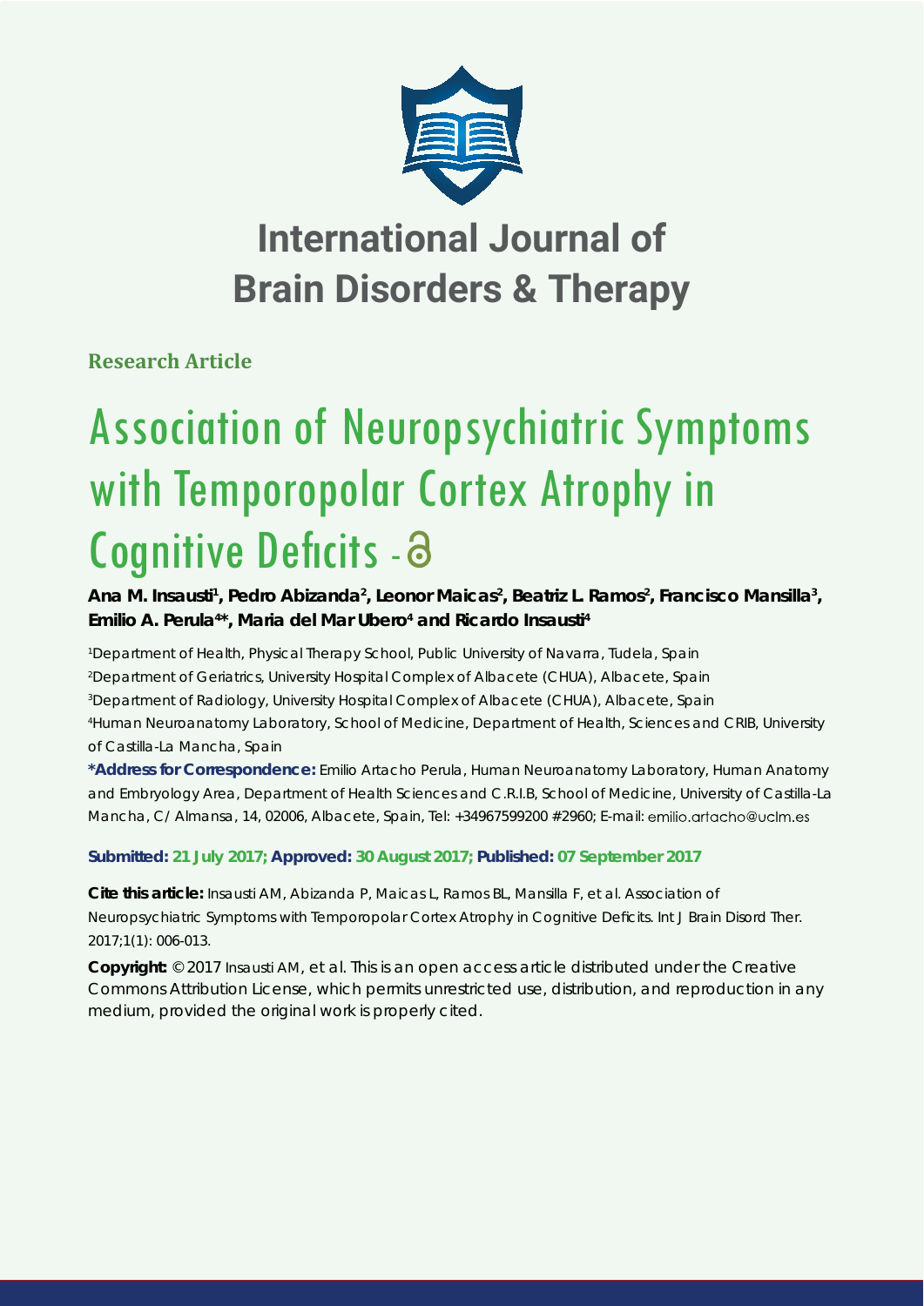# International Journal of Brain Disorders & Therapy

**Research Article**

# Association of Neuropsychiatric Symptoms with Temporopolar Cortex Atrophy in Cognitive Deficits

**Ana M. Insausti[1], Pedro Abizanda[2], Leonor Maicas[2], Beatriz L. Ramos[2], Francisco Mansilla[3], Emilio A. Perula[4]*, Maria del Mar Ubero[4] and Ricardo Insausti[4]**

[1]Department of Health, Physical Therapy School, Public University of Navarra, Tudela, Spain

[2]Department of Geriatrics, University Hospital Complex of Albacete (CHUA), Albacete, Spain

[3]Department of Radiology, University Hospital Complex of Albacete (CHUA), Albacete, Spain

[4]Human Neuroanatomy Laboratory, School of Medicine, Department of Health, Sciences and CRIB, University of Castilla-La Mancha, Spain

**\*Address for Correspondence:** Emilio Artacho Perula, Human Neuroanatomy Laboratory, Human Anatomy and Embryology Area, Department of Health Sciences and C.R.I.B, School of Medicine, University of Castilla-La Mancha, C/ Almansa, 14, 02006, Albacete, Spain, Tel: +34967599200 #2960; E-mail: emilio.artacho@uclm.es

**Submitted: 21 July 2017; Approved: 30 August 2017; Published: 07 September 2017**

**Cite this article:** Insausti AM, Abizanda P, Maicas L, Ramos BL, Mansilla F, et al. Association of Neuropsychiatric Symptoms with Temporopolar Cortex Atrophy in Cognitive Deficits. Int J Brain Disord Ther. 2017;1(1): 006-013.

**Copyright:** © 2017 Insausti AM, et al. This is an open access article distributed under the Creative Commons Attribution License, which permits unrestricted use, distribution, and reproduction in any medium, provided the original work is properly cited.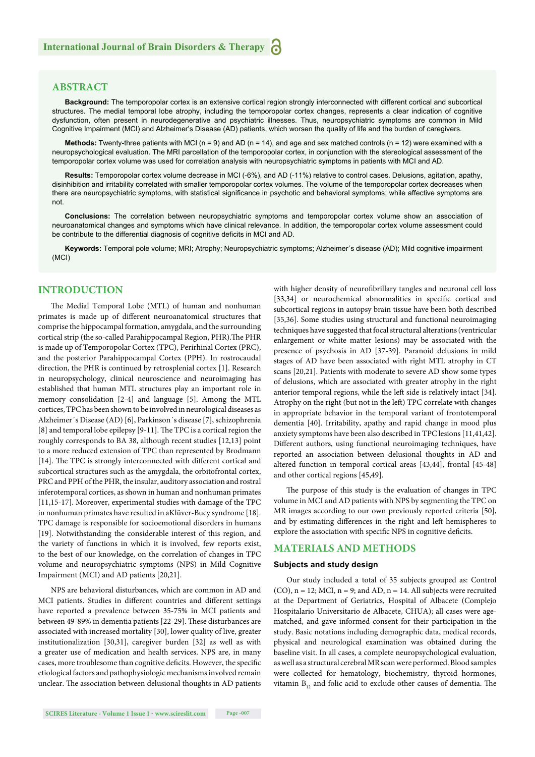## ABSTRACT

**Background:** The temporopolar cortex is an extensive cortical region strongly interconnected with different cortical and subcortical structures. The medial temporal lobe atrophy, including the temporopolar cortex changes, represents a clear indication of cognitive dysfunction, often present in neurodegenerative and psychiatric illnesses. Thus, neuropsychiatric symptoms are common in Mild Cognitive Impairment (MCI) and Alzheimer's Disease (AD) patients, which worsen the quality of life and the burden of caregivers.

**Methods:** Twenty-three patients with MCI (n = 9) and AD (n = 14), and age and sex matched controls (n = 12) were examined with a neuropsychological evaluation. The MRI parcellation of the temporopolar cortex, in conjunction with the stereological assessment of the temporopolar cortex volume was used for correlation analysis with neuropsychiatric symptoms in patients with MCI and AD.

**Results:** Temporopolar cortex volume decrease in MCI (-6%), and AD (-11%) relative to control cases. Delusions, agitation, apathy, disinhibition and irritability correlated with smaller temporopolar cortex volumes. The volume of the temporopolar cortex decreases when there are neuropsychiatric symptoms, with statistical significance in psychotic and behavioral symptoms, while affective symptoms are not.

**Conclusions:** The correlation between neuropsychiatric symptoms and temporopolar cortex volume show an association of neuroanatomical changes and symptoms which have clinical relevance. In addition, the temporopolar cortex volume assessment could be contribute to the differential diagnosis of cognitive deficits in MCI and AD.

**Keywords:** Temporal pole volume; MRI; Atrophy; Neuropsychiatric symptoms; Alzheimer´s disease (AD); Mild cognitive impairment (MCI)

## INTRODUCTION

The Medial Temporal Lobe (MTL) of human and nonhuman primates is made up of different neuroanatomical structures that comprise the hippocampal formation, amygdala, and the surrounding cortical strip (the so-called Parahippocampal Region, PHR).The PHR is made up of Temporopolar Cortex (TPC), Perirhinal Cortex (PRC), and the posterior Parahippocampal Cortex (PPH). In rostrocaudal direction, the PHR is continued by retrosplenial cortex [1]. Research in neuropsychology, clinical neuroscience and neuroimaging has established that human MTL structures play an important role in memory consolidation [2-4] and language [5]. Among the MTL cortices, TPC has been shown to be involved in neurological diseases as Alzheimer´s Disease (AD) [6], Parkinson´s disease [7], schizophrenia [8] and temporal lobe epilepsy [9-11]. The TPC is a cortical region the roughly corresponds to BA 38, although recent studies [12,13] point to a more reduced extension of TPC than represented by Brodmann [14]. The TPC is strongly interconnected with different cortical and subcortical structures such as the amygdala, the orbitofrontal cortex, PRC and PPH of the PHR, the insular, auditory association and rostral inferotemporal cortices, as shown in human and nonhuman primates [11,15-17]. Moreover, experimental studies with damage of the TPC in nonhuman primates have resulted in aKlüver-Bucy syndrome [18]. TPC damage is responsible for socioemotional disorders in humans [19]. Notwithstanding the considerable interest of this region, and the variety of functions in which it is involved, few reports exist, to the best of our knowledge, on the correlation of changes in TPC volume and neuropsychiatric symptoms (NPS) in Mild Cognitive Impairment (MCI) and AD patients [20,21].

NPS are behavioral disturbances, which are common in AD and MCI patients. Studies in different countries and different settings have reported a prevalence between 35-75% in MCI patients and between 49-89% in dementia patients [22-29]. These disturbances are associated with increased mortality [30], lower quality of live, greater institutionalization [30,31], caregiver burden [32] as well as with a greater use of medication and health services. NPS are, in many cases, more troublesome than cognitive deficits. However, the specific etiological factors and pathophysiologic mechanisms involved remain unclear. The association between delusional thoughts in AD patients with higher density of neurofibrillary tangles and neuronal cell loss [33,34] or neurochemical abnormalities in specific cortical and subcortical regions in autopsy brain tissue have been both described [35,36]. Some studies using structural and functional neuroimaging techniques have suggested that focal structural alterations (ventricular enlargement or white matter lesions) may be associated with the presence of psychosis in AD [37-39]. Paranoid delusions in mild stages of AD have been associated with right MTL atrophy in CT scans [20,21]. Patients with moderate to severe AD show some types of delusions, which are associated with greater atrophy in the right anterior temporal regions, while the left side is relatively intact [34]. Atrophy on the right (but not in the left) TPC correlate with changes in appropriate behavior in the temporal variant of frontotemporal dementia [40]. Irritability, apathy and rapid change in mood plus anxiety symptoms have been also described in TPC lesions [11,41,42]. Different authors, using functional neuroimaging techniques, have reported an association between delusional thoughts in AD and altered function in temporal cortical areas [43,44], frontal [45-48] and other cortical regions [45,49].

The purpose of this study is the evaluation of changes in TPC volume in MCI and AD patients with NPS by segmenting the TPC on MR images according to our own previously reported criteria [50], and by estimating differences in the right and left hemispheres to explore the association with specific NPS in cognitive deficits.

## MATERIALS AND METHODS

### Subjects and study design

Our study included a total of 35 subjects grouped as: Control (CO), n = 12; MCI, n = 9; and AD, n = 14. All subjects were recruited at the Department of Geriatrics, Hospital of Albacete (Complejo Hospitalario Universitario de Albacete, CHUA); all cases were age-matched, and gave informed consent for their participation in the study. Basic notations including demographic data, medical records, physical and neurological examination was obtained during the baseline visit. In all cases, a complete neuropsychological evaluation, as well as a structural cerebral MR scan were performed. Blood samples were collected for hematology, biochemistry, thyroid hormones, vitamin $B_{12}$ and folic acid to exclude other causes of dementia. The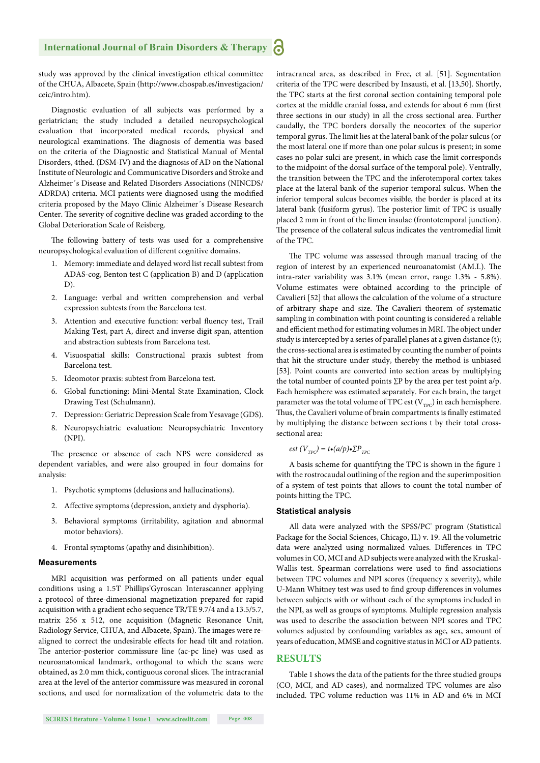study was approved by the clinical investigation ethical committee of the CHUA, Albacete, Spain (http://www.chospab.es/investigacion/ceic/intro.htm).

Diagnostic evaluation of all subjects was performed by a geriatrician; the study included a detailed neuropsychological evaluation that incorporated medical records, physical and neurological examinations. The diagnosis of dementia was based on the criteria of the Diagnostic and Statistical Manual of Mental Disorders, 4thed. (DSM-IV) and the diagnosis of AD on the National Institute of Neurologic and Communicative Disorders and Stroke and Alzheimer´s Disease and Related Disorders Associations (NINCDS/ADRDA) criteria. MCI patients were diagnosed using the modified criteria proposed by the Mayo Clinic Alzheimer´s Disease Research Center. The severity of cognitive decline was graded according to the Global Deterioration Scale of Reisberg.

The following battery of tests was used for a comprehensive neuropsychological evaluation of different cognitive domains.

1. Memory: immediate and delayed word list recall subtest from ADAS-cog, Benton test C (application B) and D (application D).
2. Language: verbal and written comprehension and verbal expression subtests from the Barcelona test.
3. Attention and executive function: verbal fluency test, Trail Making Test, part A, direct and inverse digit span, attention and abstraction subtests from Barcelona test.
4. Visuospatial skills: Constructional praxis subtest from Barcelona test.
5. Ideomotor praxis: subtest from Barcelona test.
6. Global functioning: Mini-Mental State Examination, Clock Drawing Test (Schulmann).
7. Depression: Geriatric Depression Scale from Yesavage (GDS).
8. Neuropsychiatric evaluation: Neuropsychiatric Inventory (NPI).

The presence or absence of each NPS were considered as dependent variables, and were also grouped in four domains for analysis:

1. Psychotic symptoms (delusions and hallucinations).
2. Affective symptoms (depression, anxiety and dysphoria).
3. Behavioral symptoms (irritability, agitation and abnormal motor behaviors).
4. Frontal symptoms (apathy and disinhibition).

### Measurements

MRI acquisition was performed on all patients under equal conditions using a 1.5T Phillips® Gyroscan Interascanner applying a protocol of three-dimensional magnetization prepared for rapid acquisition with a gradient echo sequence TR/TE 9.7/4 and a 13.5/5.7, matrix 256 x 512, one acquisition (Magnetic Resonance Unit, Radiology Service, CHUA, and Albacete, Spain). The images were re-aligned to correct the undesirable effects for head tilt and rotation. The anterior-posterior commissure line (ac-pc line) was used as neuroanatomical landmark, orthogonal to which the scans were obtained, as 2.0 mm thick, contiguous coronal slices. The intracranial area at the level of the anterior commissure was measured in coronal sections, and used for normalization of the volumetric data to the intracraneal area, as described in Free, et al. [51]. Segmentation criteria of the TPC were described by Insausti, et al. [13,50]. Shortly, the TPC starts at the first coronal section containing temporal pole cortex at the middle cranial fossa, and extends for about 6 mm (first three sections in our study) in all the cross sectional area. Further caudally, the TPC borders dorsally the neocortex of the superior temporal gyrus. The limit lies at the lateral bank of the polar sulcus (or the most lateral one if more than one polar sulcus is present; in some cases no polar sulci are present, in which case the limit corresponds to the midpoint of the dorsal surface of the temporal pole). Ventrally, the transition between the TPC and the inferotemporal cortex takes place at the lateral bank of the superior temporal sulcus. When the inferior temporal sulcus becomes visible, the border is placed at its lateral bank (fusiform gyrus). The posterior limit of TPC is usually placed 2 mm in front of the limen insulae (frontotemporal junction). The presence of the collateral sulcus indicates the ventromedial limit of the TPC.

The TPC volume was assessed through manual tracing of the region of interest by an experienced neuroanatomist (AM.I.). The intra-rater variability was 3.1% (mean error, range 1.3% - 5.8%). Volume estimates were obtained according to the principle of Cavalieri [52] that allows the calculation of the volume of a structure of arbitrary shape and size. The Cavalieri theorem of systematic sampling in combination with point counting is considered a reliable and efficient method for estimating volumes in MRI. The object under study is intercepted by a series of parallel planes at a given distance (t); the cross-sectional area is estimated by counting the number of points that hit the structure under study, thereby the method is unbiased [53]. Point counts are converted into section areas by multiplying the total number of counted points $\Sigma P$ by the area per test point a/p. Each hemisphere was estimated separately. For each brain, the target parameter was the total volume of TPC est ($V_{TPC}$) in each hemisphere. Thus, the Cavalieri volume of brain compartments is finally estimated by multiplying the distance between sections t by their total cross-sectional area:

$$est\ (V_{TPC}) = t \bullet (a/p) \bullet \Sigma P_{TPC}$$

A basis scheme for quantifying the TPC is shown in the figure 1 with the rostrocaudal outlining of the region and the superimposition of a system of test points that allows to count the total number of points hitting the TPC.

### Statistical analysis

All data were analyzed with the SPSS/PC® program (Statistical Package for the Social Sciences, Chicago, IL) v. 19. All the volumetric data were analyzed using normalized values. Differences in TPC volumes in CO, MCI and AD subjects were analyzed with the Kruskal-Wallis test. Spearman correlations were used to find associations between TPC volumes and NPI scores (frequency x severity), while U-Mann Whitney test was used to find group differences in volumes between subjects with or without each of the symptoms included in the NPI, as well as groups of symptoms. Multiple regression analysis was used to describe the association between NPI scores and TPC volumes adjusted by confounding variables as age, sex, amount of years of education, MMSE and cognitive status in MCI or AD patients.

## RESULTS

Table 1 shows the data of the patients for the three studied groups (CO, MCI, and AD cases), and normalized TPC volumes are also included. TPC volume reduction was 11% in AD and 6% in MCI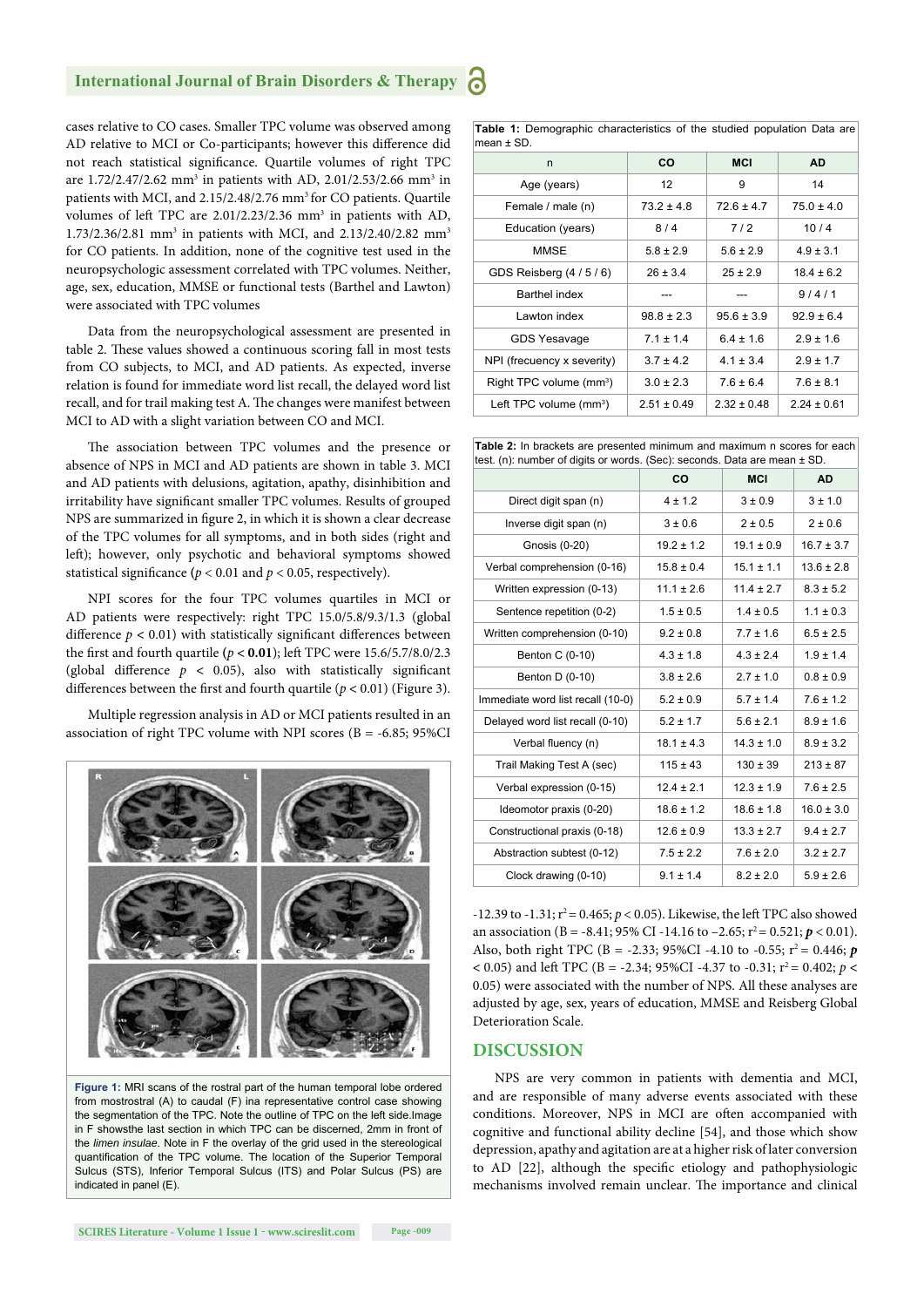cases relative to CO cases. Smaller TPC volume was observed among AD relative to MCI or Co-participants; however this difference did not reach statistical significance. Quartile volumes of right TPC are 1.72/2.47/2.62 mm$^3$ in patients with AD, 2.01/2.53/2.66 mm$^3$ in patients with MCI, and 2.15/2.48/2.76 mm$^3$ for CO patients. Quartile volumes of left TPC are 2.01/2.23/2.36 mm$^3$ in patients with AD, 1.73/2.36/2.81 mm$^3$ in patients with MCI, and 2.13/2.40/2.82 mm$^3$ for CO patients. In addition, none of the cognitive test used in the neuropsychologic assessment correlated with TPC volumes. Neither, age, sex, education, MMSE or functional tests (Barthel and Lawton) were associated with TPC volumes

Data from the neuropsychological assessment are presented in table 2. These values showed a continuous scoring fall in most tests from CO subjects, to MCI, and AD patients. As expected, inverse relation is found for immediate word list recall, the delayed word list recall, and for trail making test A. The changes were manifest between MCI to AD with a slight variation between CO and MCI.

The association between TPC volumes and the presence or absence of NPS in MCI and AD patients are shown in table 3. MCI and AD patients with delusions, agitation, apathy, disinhibition and irritability have significant smaller TPC volumes. Results of grouped NPS are summarized in figure 2, in which it is shown a clear decrease of the TPC volumes for all symptoms, and in both sides (right and left); however, only psychotic and behavioral symptoms showed statistical significance ($p < 0.01$ and $p < 0.05$, respectively).

NPI scores for the four TPC volumes quartiles in MCI or AD patients were respectively: right TPC 15.0/5.8/9.3/1.3 (global difference $p < 0.01$) with statistically significant differences between the first and fourth quartile (**$p < 0.01$**); left TPC were 15.6/5.7/8.0/2.3 (global difference $p < 0.05$), also with statistically significant differences between the first and fourth quartile ($p < 0.01$) (Figure 3).

Multiple regression analysis in AD or MCI patients resulted in an association of right TPC volume with NPI scores (B = -6.85; 95%CI -12.39 to -1.31; $r^2 = 0.465$; $p < 0.05$). Likewise, the left TPC also showed an association (B = -8.41; 95% CI -14.16 to –2.65; $r^2 = 0.521$; $\boldsymbol{p} < 0.01$). Also, both right TPC (B = -2.33; 95%CI -4.10 to -0.55; $r^2 = 0.446$; $\boldsymbol{p} < 0.05$) and left TPC (B = -2.34; 95%CI -4.37 to -0.31; $r^2 = 0.402$; $p < 0.05$) were associated with the number of NPS. All these analyses are adjusted by age, sex, years of education, MMSE and Reisberg Global Deterioration Scale.

**Figure 1:** MRI scans of the rostral part of the human temporal lobe ordered from mostrostral (A) to caudal (F) ina representative control case showing the segmentation of the TPC. Note the outline of TPC on the left side.Image in F showsthe last section in which TPC can be discerned, 2mm in front of the *limen insulae*. Note in F the overlay of the grid used in the stereological quantification of the TPC volume. The location of the Superior Temporal Sulcus (STS), Inferior Temporal Sulcus (ITS) and Polar Sulcus (PS) are indicated in panel (E).

**Table 1:** Demographic characteristics of the studied population Data are mean ± SD.

| n | CO | MCI | AD |
|---|---|---|---|
| Age (years) | 12 | 9 | 14 |
| Female / male (n) | 73.2 ± 4.8 | 72.6 ± 4.7 | 75.0 ± 4.0 |
| Education (years) | 8 / 4 | 7 / 2 | 10 / 4 |
| MMSE | 5.8 ± 2.9 | 5.6 ± 2.9 | 4.9 ± 3.1 |
| GDS Reisberg (4 / 5 / 6) | 26 ± 3.4 | 25 ± 2.9 | 18.4 ± 6.2 |
| Barthel index | --- | --- | 9 / 4 / 1 |
| Lawton index | 98.8 ± 2.3 | 95.6 ± 3.9 | 92.9 ± 6.4 |
| GDS Yesavage | 7.1 ± 1.4 | 6.4 ± 1.6 | 2.9 ± 1.6 |
| NPI (frecuency x severity) | 3.7 ± 4.2 | 4.1 ± 3.4 | 2.9 ± 1.7 |
| Right TPC volume (mm$^3$) | 3.0 ± 2.3 | 7.6 ± 6.4 | 7.6 ± 8.1 |
| Left TPC volume (mm$^3$) | 2.51 ± 0.49 | 2.32 ± 0.48 | 2.24 ± 0.61 |

**Table 2:** In brackets are presented minimum and maximum n scores for each test. (n): number of digits or words. (Sec): seconds. Data are mean ± SD.

| | CO | MCI | AD |
|---|---|---|---|
| Direct digit span (n) | 4 ± 1.2 | 3 ± 0.9 | 3 ± 1.0 |
| Inverse digit span (n) | 3 ± 0.6 | 2 ± 0.5 | 2 ± 0.6 |
| Gnosis (0-20) | 19.2 ± 1.2 | 19.1 ± 0.9 | 16.7 ± 3.7 |
| Verbal comprehension (0-16) | 15.8 ± 0.4 | 15.1 ± 1.1 | 13.6 ± 2.8 |
| Written expression (0-13) | 11.1 ± 2.6 | 11.4 ± 2.7 | 8.3 ± 5.2 |
| Sentence repetition (0-2) | 1.5 ± 0.5 | 1.4 ± 0.5 | 1.1 ± 0.3 |
| Written comprehension (0-10) | 9.2 ± 0.8 | 7.7 ± 1.6 | 6.5 ± 2.5 |
| Benton C (0-10) | 4.3 ± 1.8 | 4.3 ± 2.4 | 1.9 ± 1.4 |
| Benton D (0-10) | 3.8 ± 2.6 | 2.7 ± 1.0 | 0.8 ± 0.9 |
| Immediate word list recall (10-0) | 5.2 ± 0.9 | 5.7 ± 1.4 | 7.6 ± 1.2 |
| Delayed word list recall (0-10) | 5.2 ± 1.7 | 5.6 ± 2.1 | 8.9 ± 1.6 |
| Verbal fluency (n) | 18.1 ± 4.3 | 14.3 ± 1.0 | 8.9 ± 3.2 |
| Trail Making Test A (sec) | 115 ± 43 | 130 ± 39 | 213 ± 87 |
| Verbal expression (0-15) | 12.4 ± 2.1 | 12.3 ± 1.9 | 7.6 ± 2.5 |
| Ideomotor praxis (0-20) | 18.6 ± 1.2 | 18.6 ± 1.8 | 16.0 ± 3.0 |
| Constructional praxis (0-18) | 12.6 ± 0.9 | 13.3 ± 2.7 | 9.4 ± 2.7 |
| Abstraction subtest (0-12) | 7.5 ± 2.2 | 7.6 ± 2.0 | 3.2 ± 2.7 |
| Clock drawing (0-10) | 9.1 ± 1.4 | 8.2 ± 2.0 | 5.9 ± 2.6 |

## DISCUSSION

NPS are very common in patients with dementia and MCI, and are responsible of many adverse events associated with these conditions. Moreover, NPS in MCI are often accompanied with cognitive and functional ability decline [54], and those which show depression, apathy and agitation are at a higher risk of later conversion to AD [22], although the specific etiology and pathophysiologic mechanisms involved remain unclear. The importance and clinical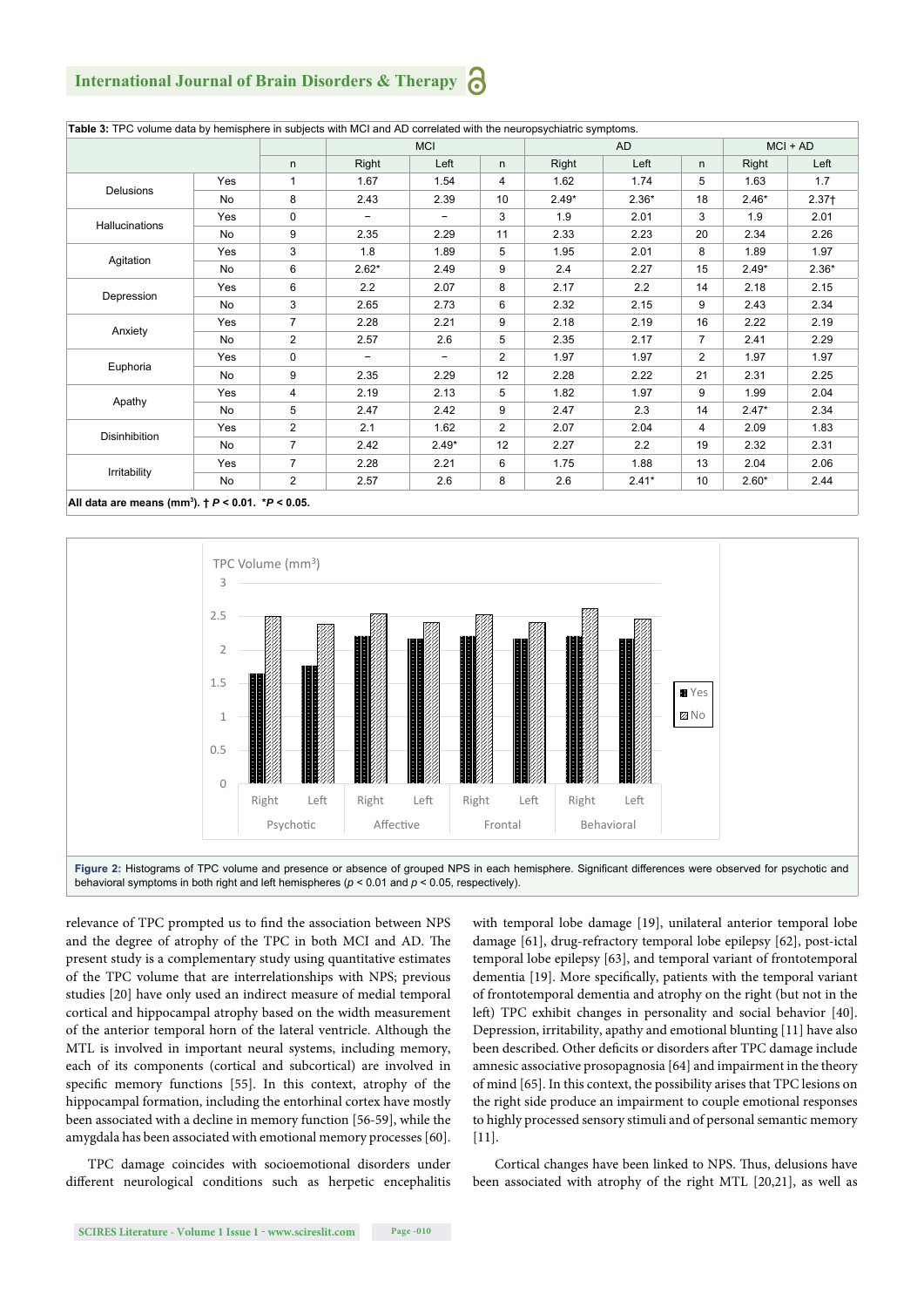**Table 3:** TPC volume data by hemisphere in subjects with MCI and AD correlated with the neuropsychiatric symptoms.

| | | MCI | | | AD | | | MCI + AD | | |
|---|---|---|---|---|---|---|---|---|---|---|
| | | n | Right | Left | n | Right | Left | n | Right | Left |
| Delusions | Yes | 1 | 1.67 | 1.54 | 4 | 1.62 | 1.74 | 5 | 1.63 | 1.7 |
| | No | 8 | 2.43 | 2.39 | 10 | 2.49* | 2.36* | 18 | 2.46* | 2.37† |
| Hallucinations | Yes | 0 | – | – | 3 | 1.9 | 2.01 | 3 | 1.9 | 2.01 |
| | No | 9 | 2.35 | 2.29 | 11 | 2.33 | 2.23 | 20 | 2.34 | 2.26 |
| Agitation | Yes | 3 | 1.8 | 1.89 | 5 | 1.95 | 2.01 | 8 | 1.89 | 1.97 |
| | No | 6 | 2.62* | 2.49 | 9 | 2.4 | 2.27 | 15 | 2.49* | 2.36* |
| Depression | Yes | 6 | 2.2 | 2.07 | 8 | 2.17 | 2.2 | 14 | 2.18 | 2.15 |
| | No | 3 | 2.65 | 2.73 | 6 | 2.32 | 2.15 | 9 | 2.43 | 2.34 |
| Anxiety | Yes | 7 | 2.28 | 2.21 | 9 | 2.18 | 2.19 | 16 | 2.22 | 2.19 |
| | No | 2 | 2.57 | 2.6 | 5 | 2.35 | 2.17 | 7 | 2.41 | 2.29 |
| Euphoria | Yes | 0 | – | – | 2 | 1.97 | 1.97 | 2 | 1.97 | 1.97 |
| | No | 9 | 2.35 | 2.29 | 12 | 2.28 | 2.22 | 21 | 2.31 | 2.25 |
| Apathy | Yes | 4 | 2.19 | 2.13 | 5 | 1.82 | 1.97 | 9 | 1.99 | 2.04 |
| | No | 5 | 2.47 | 2.42 | 9 | 2.47 | 2.3 | 14 | 2.47* | 2.34 |
| Disinhibition | Yes | 2 | 2.1 | 1.62 | 2 | 2.07 | 2.04 | 4 | 2.09 | 1.83 |
| | No | 7 | 2.42 | 2.49* | 12 | 2.27 | 2.2 | 19 | 2.32 | 2.31 |
| Irritability | Yes | 7 | 2.28 | 2.21 | 6 | 1.75 | 1.88 | 13 | 2.04 | 2.06 |
| | No | 2 | 2.57 | 2.6 | 8 | 2.6 | 2.41* | 10 | 2.60* | 2.44 |

**All data are means (mm³). †** $P < 0.01$. **\*** $P < 0.05$.

**Figure 2:** Histograms of TPC volume and presence or absence of grouped NPS in each hemisphere. Significant differences were observed for psychotic and behavioral symptoms in both right and left hemispheres ($p < 0.01$ and $p < 0.05$, respectively).

relevance of TPC prompted us to find the association between NPS and the degree of atrophy of the TPC in both MCI and AD. The present study is a complementary study using quantitative estimates of the TPC volume that are interrelationships with NPS; previous studies [20] have only used an indirect measure of medial temporal cortical and hippocampal atrophy based on the width measurement of the anterior temporal horn of the lateral ventricle. Although the MTL is involved in important neural systems, including memory, each of its components (cortical and subcortical) are involved in specific memory functions [55]. In this context, atrophy of the hippocampal formation, including the entorhinal cortex have mostly been associated with a decline in memory function [56-59], while the amygdala has been associated with emotional memory processes [60].

TPC damage coincides with socioemotional disorders under different neurological conditions such as herpetic encephalitis with temporal lobe damage [19], unilateral anterior temporal lobe damage [61], drug-refractory temporal lobe epilepsy [62], post-ictal temporal lobe epilepsy [63], and temporal variant of frontotemporal dementia [19]. More specifically, patients with the temporal variant of frontotemporal dementia and atrophy on the right (but not in the left) TPC exhibit changes in personality and social behavior [40]. Depression, irritability, apathy and emotional blunting [11] have also been described. Other deficits or disorders after TPC damage include amnesic associative prosopagnosia [64] and impairment in the theory of mind [65]. In this context, the possibility arises that TPC lesions on the right side produce an impairment to couple emotional responses to highly processed sensory stimuli and of personal semantic memory [11].

Cortical changes have been linked to NPS. Thus, delusions have been associated with atrophy of the right MTL [20,21], as well as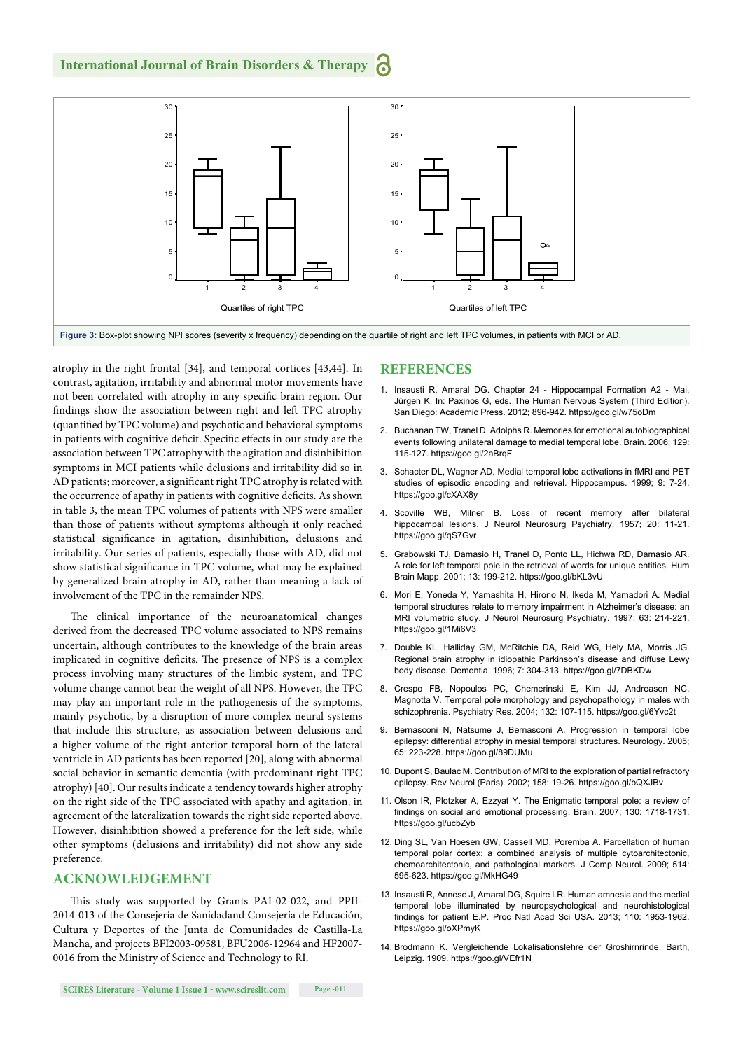Figure 3: Box-plot showing NPI scores (severity x frequency) depending on the quartile of right and left TPC volumes, in patients with MCI or AD.

atrophy in the right frontal [34], and temporal cortices [43,44]. In contrast, agitation, irritability and abnormal motor movements have not been correlated with atrophy in any specific brain region. Our findings show the association between right and left TPC atrophy (quantified by TPC volume) and psychotic and behavioral symptoms in patients with cognitive deficit. Specific effects in our study are the association between TPC atrophy with the agitation and disinhibition symptoms in MCI patients while delusions and irritability did so in AD patients; moreover, a significant right TPC atrophy is related with the occurrence of apathy in patients with cognitive deficits. As shown in table 3, the mean TPC volumes of patients with NPS were smaller than those of patients without symptoms although it only reached statistical significance in agitation, disinhibition, delusions and irritability. Our series of patients, especially those with AD, did not show statistical significance in TPC volume, what may be explained by generalized brain atrophy in AD, rather than meaning a lack of involvement of the TPC in the remainder NPS.

The clinical importance of the neuroanatomical changes derived from the decreased TPC volume associated to NPS remains uncertain, although contributes to the knowledge of the brain areas implicated in cognitive deficits. The presence of NPS is a complex process involving many structures of the limbic system, and TPC volume change cannot bear the weight of all NPS. However, the TPC may play an important role in the pathogenesis of the symptoms, mainly psychotic, by a disruption of more complex neural systems that include this structure, as association between delusions and a higher volume of the right anterior temporal horn of the lateral ventricle in AD patients has been reported [20], along with abnormal social behavior in semantic dementia (with predominant right TPC atrophy) [40]. Our results indicate a tendency towards higher atrophy on the right side of the TPC associated with apathy and agitation, in agreement with the lateralization towards the right side reported above. However, disinhibition showed a preference for the left side, while other symptoms (delusions and irritability) did not show any side preference.

## ACKNOWLEDGEMENT

This study was supported by Grants PAI-02-022, and PPII-2014-013 of the Consejería de Sanidadand Consejería de Educación, Cultura y Deportes de la Junta de Comunidades de Castilla-La Mancha, and projects BFI2003-09581, BFU2006-12964 and HF2007-0016 from the Ministry of Science and Technology to RI.

## REFERENCES

1. Insausti R, Amaral DG. Chapter 24 - Hippocampal Formation A2 - Mai, Jürgen K. In: Paxinos G, eds. The Human Nervous System (Third Edition). San Diego: Academic Press. 2012; 896-942. https://goo.gl/w75oDm
2. Buchanan TW, Tranel D, Adolphs R. Memories for emotional autobiographical events following unilateral damage to medial temporal lobe. Brain. 2006; 129: 115-127. https://goo.gl/2aBrqF
3. Schacter DL, Wagner AD. Medial temporal lobe activations in fMRI and PET studies of episodic encoding and retrieval. Hippocampus. 1999; 9: 7-24. https://goo.gl/cXAX8y
4. Scoville WB, Milner B. Loss of recent memory after bilateral hippocampal lesions. J Neurol Neurosurg Psychiatry. 1957; 20: 11-21. https://goo.gl/qS7Gvr
5. Grabowski TJ, Damasio H, Tranel D, Ponto LL, Hichwa RD, Damasio AR. A role for left temporal pole in the retrieval of words for unique entities. Hum Brain Mapp. 2001; 13: 199-212. https://goo.gl/bKL3vU
6. Mori E, Yoneda Y, Yamashita H, Hirono N, Ikeda M, Yamadori A. Medial temporal structures relate to memory impairment in Alzheimer's disease: an MRI volumetric study. J Neurol Neurosurg Psychiatry. 1997; 63: 214-221. https://goo.gl/1Mi6V3
7. Double KL, Halliday GM, McRitchie DA, Reid WG, Hely MA, Morris JG. Regional brain atrophy in idiopathic Parkinson's disease and diffuse Lewy body disease. Dementia. 1996; 7: 304-313. https://goo.gl/7DBKDw
8. Crespo FB, Nopoulos PC, Chemerinski E, Kim JJ, Andreasen NC, Magnotta V. Temporal pole morphology and psychopathology in males with schizophrenia. Psychiatry Res. 2004; 132: 107-115. https://goo.gl/6Yvc2t
9. Bernasconi N, Natsume J, Bernasconi A. Progression in temporal lobe epilepsy: differential atrophy in mesial temporal structures. Neurology. 2005; 65: 223-228. https://goo.gl/89DUMu
10. Dupont S, Baulac M. Contribution of MRI to the exploration of partial refractory epilepsy. Rev Neurol (Paris). 2002; 158: 19-26. https://goo.gl/bQXJBv
11. Olson IR, Plotzker A, Ezzyat Y. The Enigmatic temporal pole: a review of findings on social and emotional processing. Brain. 2007; 130: 1718-1731. https://goo.gl/ucbZyb
12. Ding SL, Van Hoesen GW, Cassell MD, Poremba A. Parcellation of human temporal polar cortex: a combined analysis of multiple cytoarchitectonic, chemoarchitectonic, and pathological markers. J Comp Neurol. 2009; 514: 595-623. https://goo.gl/MkHG49
13. Insausti R, Annese J, Amaral DG, Squire LR. Human amnesia and the medial temporal lobe illuminated by neuropsychological and neurohistological findings for patient E.P. Proc Natl Acad Sci USA. 2013; 110: 1953-1962. https://goo.gl/oXPmyK
14. Brodmann K. Vergleichende Lokalisationslehre der Groshirnrinde. Barth, Leipzig. 1909. https://goo.gl/VEfr1N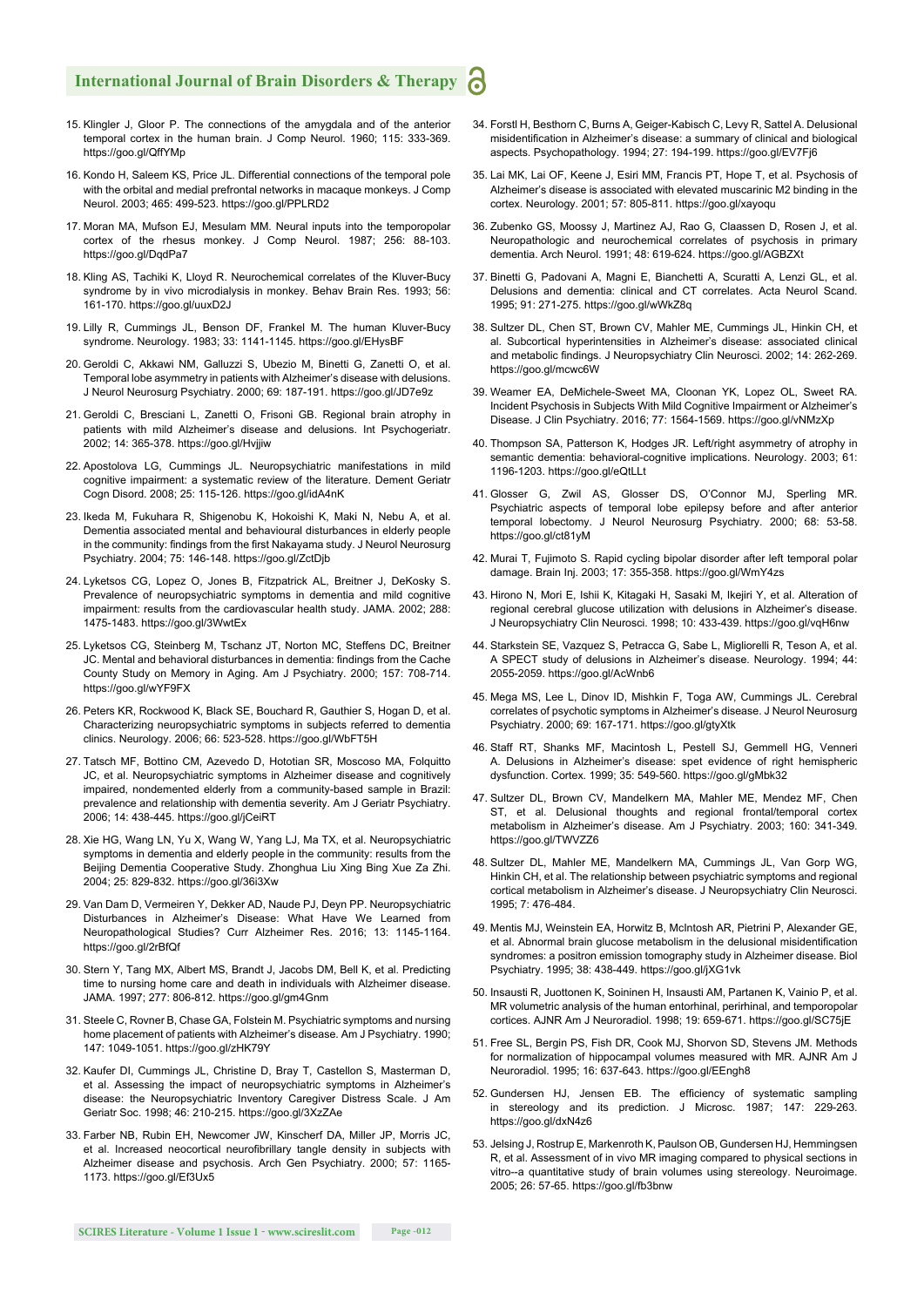15. Klingler J, Gloor P. The connections of the amygdala and of the anterior temporal cortex in the human brain. J Comp Neurol. 1960; 115: 333-369. https://goo.gl/QffYMp

16. Kondo H, Saleem KS, Price JL. Differential connections of the temporal pole with the orbital and medial prefrontal networks in macaque monkeys. J Comp Neurol. 2003; 465: 499-523. https://goo.gl/PPLRD2

17. Moran MA, Mufson EJ, Mesulam MM. Neural inputs into the temporopolar cortex of the rhesus monkey. J Comp Neurol. 1987; 256: 88-103. https://goo.gl/DqdPa7

18. Kling AS, Tachiki K, Lloyd R. Neurochemical correlates of the Kluver-Bucy syndrome by in vivo microdialysis in monkey. Behav Brain Res. 1993; 56: 161-170. https://goo.gl/uuxD2J

19. Lilly R, Cummings JL, Benson DF, Frankel M. The human Kluver-Bucy syndrome. Neurology. 1983; 33: 1141-1145. https://goo.gl/EHysBF

20. Geroldi C, Akkawi NM, Galluzzi S, Ubezio M, Binetti G, Zanetti O, et al. Temporal lobe asymmetry in patients with Alzheimer's disease with delusions. J Neurol Neurosurg Psychiatry. 2000; 69: 187-191. https://goo.gl/JD7e9z

21. Geroldi C, Bresciani L, Zanetti O, Frisoni GB. Regional brain atrophy in patients with mild Alzheimer's disease and delusions. Int Psychogeriatr. 2002; 14: 365-378. https://goo.gl/Hvjjiw

22. Apostolova LG, Cummings JL. Neuropsychiatric manifestations in mild cognitive impairment: a systematic review of the literature. Dement Geriatr Cogn Disord. 2008; 25: 115-126. https://goo.gl/idA4nK

23. Ikeda M, Fukuhara R, Shigenobu K, Hokoishi K, Maki N, Nebu A, et al. Dementia associated mental and behavioural disturbances in elderly people in the community: findings from the first Nakayama study. J Neurol Neurosurg Psychiatry. 2004; 75: 146-148. https://goo.gl/ZctDjb

24. Lyketsos CG, Lopez O, Jones B, Fitzpatrick AL, Breitner J, DeKosky S. Prevalence of neuropsychiatric symptoms in dementia and mild cognitive impairment: results from the cardiovascular health study. JAMA. 2002; 288: 1475-1483. https://goo.gl/3WwtEx

25. Lyketsos CG, Steinberg M, Tschanz JT, Norton MC, Steffens DC, Breitner JC. Mental and behavioral disturbances in dementia: findings from the Cache County Study on Memory in Aging. Am J Psychiatry. 2000; 157: 708-714. https://goo.gl/wYF9FX

26. Peters KR, Rockwood K, Black SE, Bouchard R, Gauthier S, Hogan D, et al. Characterizing neuropsychiatric symptoms in subjects referred to dementia clinics. Neurology. 2006; 66: 523-528. https://goo.gl/WbFT5H

27. Tatsch MF, Bottino CM, Azevedo D, Hototian SR, Moscoso MA, Folquitto JC, et al. Neuropsychiatric symptoms in Alzheimer disease and cognitively impaired, nondemented elderly from a community-based sample in Brazil: prevalence and relationship with dementia severity. Am J Geriatr Psychiatry. 2006; 14: 438-445. https://goo.gl/jCeiRT

28. Xie HG, Wang LN, Yu X, Wang W, Yang LJ, Ma TX, et al. Neuropsychiatric symptoms in dementia and elderly people in the community: results from the Beijing Dementia Cooperative Study. Zhonghua Liu Xing Bing Xue Za Zhi. 2004; 25: 829-832. https://goo.gl/36i3Xw

29. Van Dam D, Vermeiren Y, Dekker AD, Naude PJ, Deyn PP. Neuropsychiatric Disturbances in Alzheimer's Disease: What Have We Learned from Neuropathological Studies? Curr Alzheimer Res. 2016; 13: 1145-1164. https://goo.gl/2rBfQf

30. Stern Y, Tang MX, Albert MS, Brandt J, Jacobs DM, Bell K, et al. Predicting time to nursing home care and death in individuals with Alzheimer disease. JAMA. 1997; 277: 806-812. https://goo.gl/gm4Gnm

31. Steele C, Rovner B, Chase GA, Folstein M. Psychiatric symptoms and nursing home placement of patients with Alzheimer's disease. Am J Psychiatry. 1990; 147: 1049-1051. https://goo.gl/zHK79Y

32. Kaufer DI, Cummings JL, Christine D, Bray T, Castellon S, Masterman D, et al. Assessing the impact of neuropsychiatric symptoms in Alzheimer's disease: the Neuropsychiatric Inventory Caregiver Distress Scale. J Am Geriatr Soc. 1998; 46: 210-215. https://goo.gl/3XzZAe

33. Farber NB, Rubin EH, Newcomer JW, Kinscherf DA, Miller JP, Morris JC, et al. Increased neocortical neurofibrillary tangle density in subjects with Alzheimer disease and psychosis. Arch Gen Psychiatry. 2000; 57: 1165-1173. https://goo.gl/Ef3Ux5

34. Forstl H, Besthorn C, Burns A, Geiger-Kabisch C, Levy R, Sattel A. Delusional misidentification in Alzheimer's disease: a summary of clinical and biological aspects. Psychopathology. 1994; 27: 194-199. https://goo.gl/EV7Fj6

35. Lai MK, Lai OF, Keene J, Esiri MM, Francis PT, Hope T, et al. Psychosis of Alzheimer's disease is associated with elevated muscarinic M2 binding in the cortex. Neurology. 2001; 57: 805-811. https://goo.gl/xayoqu

36. Zubenko GS, Moossy J, Martinez AJ, Rao G, Claassen D, Rosen J, et al. Neuropathologic and neurochemical correlates of psychosis in primary dementia. Arch Neurol. 1991; 48: 619-624. https://goo.gl/AGBZXt

37. Binetti G, Padovani A, Magni E, Bianchetti A, Scuratti A, Lenzi GL, et al. Delusions and dementia: clinical and CT correlates. Acta Neurol Scand. 1995; 91: 271-275. https://goo.gl/wWkZ8q

38. Sultzer DL, Chen ST, Brown CV, Mahler ME, Cummings JL, Hinkin CH, et al. Subcortical hyperintensities in Alzheimer's disease: associated clinical and metabolic findings. J Neuropsychiatry Clin Neurosci. 2002; 14: 262-269. https://goo.gl/mcwc6W

39. Weamer EA, DeMichele-Sweet MA, Cloonan YK, Lopez OL, Sweet RA. Incident Psychosis in Subjects With Mild Cognitive Impairment or Alzheimer's Disease. J Clin Psychiatry. 2016; 77: 1564-1569. https://goo.gl/vNMzXp

40. Thompson SA, Patterson K, Hodges JR. Left/right asymmetry of atrophy in semantic dementia: behavioral-cognitive implications. Neurology. 2003; 61: 1196-1203. https://goo.gl/eQtLLt

41. Glosser G, Zwil AS, Glosser DS, O'Connor MJ, Sperling MR. Psychiatric aspects of temporal lobe epilepsy before and after anterior temporal lobectomy. J Neurol Neurosurg Psychiatry. 2000; 68: 53-58. https://goo.gl/ct81yM

42. Murai T, Fujimoto S. Rapid cycling bipolar disorder after left temporal polar damage. Brain Inj. 2003; 17: 355-358. https://goo.gl/WmY4zs

43. Hirono N, Mori E, Ishii K, Kitagaki H, Sasaki M, Ikejiri Y, et al. Alteration of regional cerebral glucose utilization with delusions in Alzheimer's disease. J Neuropsychiatry Clin Neurosci. 1998; 10: 433-439. https://goo.gl/vqH6nw

44. Starkstein SE, Vazquez S, Petracca G, Sabe L, Migliorelli R, Teson A, et al. A SPECT study of delusions in Alzheimer's disease. Neurology. 1994; 44: 2055-2059. https://goo.gl/AcWnb6

45. Mega MS, Lee L, Dinov ID, Mishkin F, Toga AW, Cummings JL. Cerebral correlates of psychotic symptoms in Alzheimer's disease. J Neurol Neurosurg Psychiatry. 2000; 69: 167-171. https://goo.gl/gtyXtk

46. Staff RT, Shanks MF, Macintosh L, Pestell SJ, Gemmell HG, Venneri A. Delusions in Alzheimer's disease: spet evidence of right hemispheric dysfunction. Cortex. 1999; 35: 549-560. https://goo.gl/gMbk32

47. Sultzer DL, Brown CV, Mandelkern MA, Mahler ME, Mendez MF, Chen ST, et al. Delusional thoughts and regional frontal/temporal cortex metabolism in Alzheimer's disease. Am J Psychiatry. 2003; 160: 341-349. https://goo.gl/TWVZZ6

48. Sultzer DL, Mahler ME, Mandelkern MA, Cummings JL, Van Gorp WG, Hinkin CH, et al. The relationship between psychiatric symptoms and regional cortical metabolism in Alzheimer's disease. J Neuropsychiatry Clin Neurosci. 1995; 7: 476-484.

49. Mentis MJ, Weinstein EA, Horwitz B, McIntosh AR, Pietrini P, Alexander GE, et al. Abnormal brain glucose metabolism in the delusional misidentification syndromes: a positron emission tomography study in Alzheimer disease. Biol Psychiatry. 1995; 38: 438-449. https://goo.gl/jXG1vk

50. Insausti R, Juottonen K, Soininen H, Insausti AM, Partanen K, Vainio P, et al. MR volumetric analysis of the human entorhinal, perirhinal, and temporopolar cortices. AJNR Am J Neuroradiol. 1998; 19: 659-671. https://goo.gl/SC75jE

51. Free SL, Bergin PS, Fish DR, Cook MJ, Shorvon SD, Stevens JM. Methods for normalization of hippocampal volumes measured with MR. AJNR Am J Neuroradiol. 1995; 16: 637-643. https://goo.gl/EEngh8

52. Gundersen HJ, Jensen EB. The efficiency of systematic sampling in stereology and its prediction. J Microsc. 1987; 147: 229-263. https://goo.gl/dxN4z6

53. Jelsing J, Rostrup E, Markenroth K, Paulson OB, Gundersen HJ, Hemmingsen R, et al. Assessment of in vivo MR imaging compared to physical sections in vitro--a quantitative study of brain volumes using stereology. Neuroimage. 2005; 26: 57-65. https://goo.gl/fb3bnw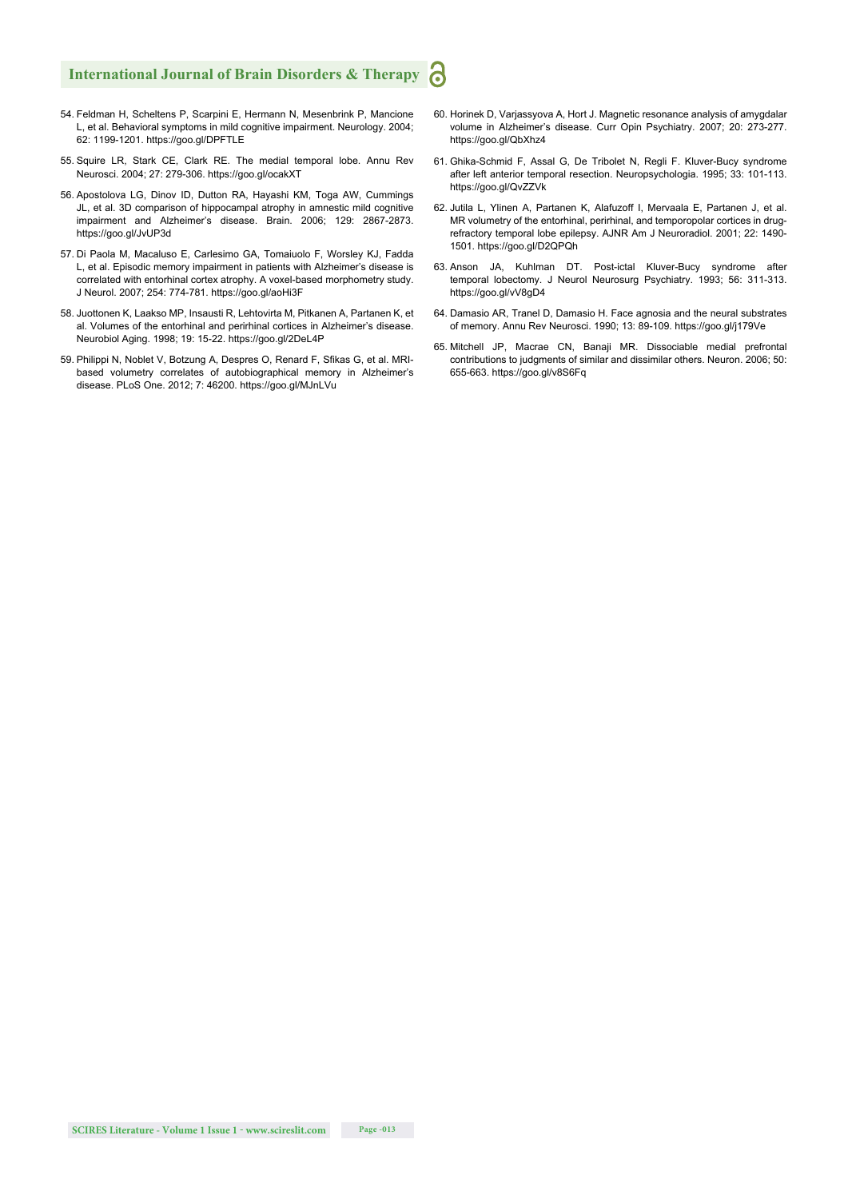54. Feldman H, Scheltens P, Scarpini E, Hermann N, Mesenbrink P, Mancione L, et al. Behavioral symptoms in mild cognitive impairment. Neurology. 2004; 62: 1199-1201. https://goo.gl/DPFTLE

55. Squire LR, Stark CE, Clark RE. The medial temporal lobe. Annu Rev Neurosci. 2004; 27: 279-306. https://goo.gl/ocakXT

56. Apostolova LG, Dinov ID, Dutton RA, Hayashi KM, Toga AW, Cummings JL, et al. 3D comparison of hippocampal atrophy in amnestic mild cognitive impairment and Alzheimer's disease. Brain. 2006; 129: 2867-2873. https://goo.gl/JvUP3d

57. Di Paola M, Macaluso E, Carlesimo GA, Tomaiuolo F, Worsley KJ, Fadda L, et al. Episodic memory impairment in patients with Alzheimer's disease is correlated with entorhinal cortex atrophy. A voxel-based morphometry study. J Neurol. 2007; 254: 774-781. https://goo.gl/aoHi3F

58. Juottonen K, Laakso MP, Insausti R, Lehtovirta M, Pitkanen A, Partanen K, et al. Volumes of the entorhinal and perirhinal cortices in Alzheimer's disease. Neurobiol Aging. 1998; 19: 15-22. https://goo.gl/2DeL4P

59. Philippi N, Noblet V, Botzung A, Despres O, Renard F, Sfikas G, et al. MRI-based volumetry correlates of autobiographical memory in Alzheimer's disease. PLoS One. 2012; 7: 46200. https://goo.gl/MJnLVu

60. Horinek D, Varjassyova A, Hort J. Magnetic resonance analysis of amygdalar volume in Alzheimer's disease. Curr Opin Psychiatry. 2007; 20: 273-277. https://goo.gl/QbXhz4

61. Ghika-Schmid F, Assal G, De Tribolet N, Regli F. Kluver-Bucy syndrome after left anterior temporal resection. Neuropsychologia. 1995; 33: 101-113. https://goo.gl/QvZZVk

62. Jutila L, Ylinen A, Partanen K, Alafuzoff I, Mervaala E, Partanen J, et al. MR volumetry of the entorhinal, perirhinal, and temporopolar cortices in drug-refractory temporal lobe epilepsy. AJNR Am J Neuroradiol. 2001; 22: 1490-1501. https://goo.gl/D2QPQh

63. Anson JA, Kuhlman DT. Post-ictal Kluver-Bucy syndrome after temporal lobectomy. J Neurol Neurosurg Psychiatry. 1993; 56: 311-313. https://goo.gl/vV8gD4

64. Damasio AR, Tranel D, Damasio H. Face agnosia and the neural substrates of memory. Annu Rev Neurosci. 1990; 13: 89-109. https://goo.gl/j179Ve

65. Mitchell JP, Macrae CN, Banaji MR. Dissociable medial prefrontal contributions to judgments of similar and dissimilar others. Neuron. 2006; 50: 655-663. https://goo.gl/v8S6Fq